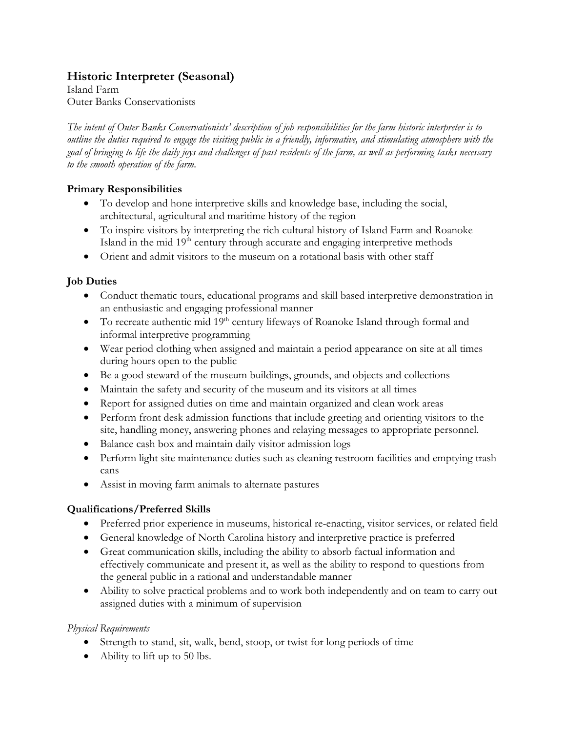# Historic Interpreter (Seasonal)

Island Farm
Outer Banks Conservationists

*The intent of Outer Banks Conservationists' description of job responsibilities for the farm historic interpreter is to outline the duties required to engage the visiting public in a friendly, informative, and stimulating atmosphere with the goal of bringing to life the daily joys and challenges of past residents of the farm, as well as performing tasks necessary to the smooth operation of the farm.*

## Primary Responsibilities

- To develop and hone interpretive skills and knowledge base, including the social, architectural, agricultural and maritime history of the region
- To inspire visitors by interpreting the rich cultural history of Island Farm and Roanoke Island in the mid 19th century through accurate and engaging interpretive methods
- Orient and admit visitors to the museum on a rotational basis with other staff

## Job Duties

- Conduct thematic tours, educational programs and skill based interpretive demonstration in an enthusiastic and engaging professional manner
- To recreate authentic mid 19th century lifeways of Roanoke Island through formal and informal interpretive programming
- Wear period clothing when assigned and maintain a period appearance on site at all times during hours open to the public
- Be a good steward of the museum buildings, grounds, and objects and collections
- Maintain the safety and security of the museum and its visitors at all times
- Report for assigned duties on time and maintain organized and clean work areas
- Perform front desk admission functions that include greeting and orienting visitors to the site, handling money, answering phones and relaying messages to appropriate personnel.
- Balance cash box and maintain daily visitor admission logs
- Perform light site maintenance duties such as cleaning restroom facilities and emptying trash cans
- Assist in moving farm animals to alternate pastures

## Qualifications/Preferred Skills

- Preferred prior experience in museums, historical re-enacting, visitor services, or related field
- General knowledge of North Carolina history and interpretive practice is preferred
- Great communication skills, including the ability to absorb factual information and effectively communicate and present it, as well as the ability to respond to questions from the general public in a rational and understandable manner
- Ability to solve practical problems and to work both independently and on team to carry out assigned duties with a minimum of supervision

*Physical Requirements*

- Strength to stand, sit, walk, bend, stoop, or twist for long periods of time
- Ability to lift up to 50 lbs.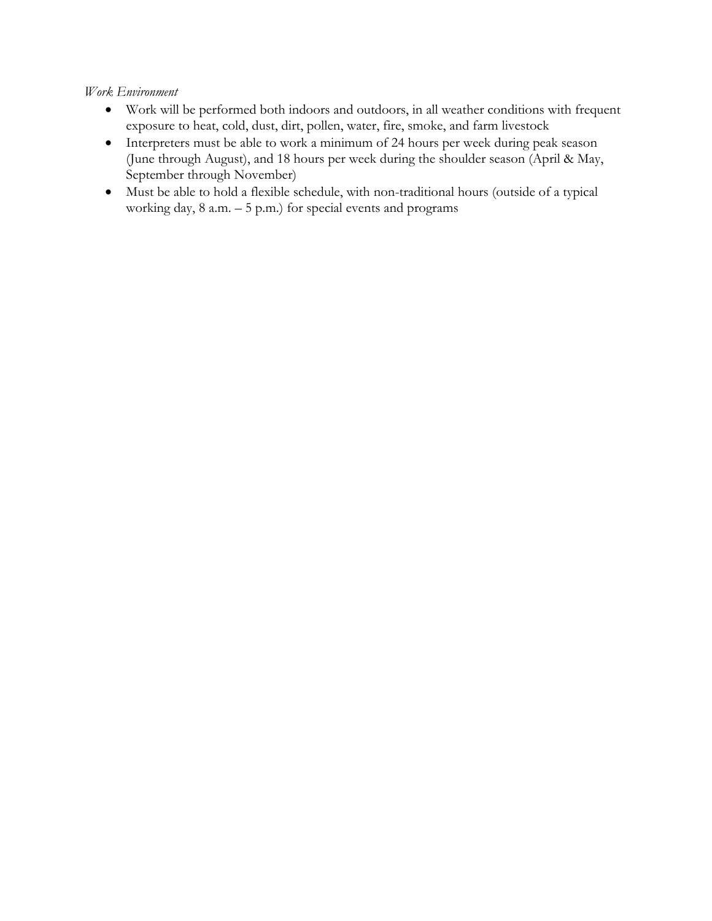*Work Environment*

- Work will be performed both indoors and outdoors, in all weather conditions with frequent exposure to heat, cold, dust, dirt, pollen, water, fire, smoke, and farm livestock
- Interpreters must be able to work a minimum of 24 hours per week during peak season (June through August), and 18 hours per week during the shoulder season (April & May, September through November)
- Must be able to hold a flexible schedule, with non-traditional hours (outside of a typical working day, 8 a.m. – 5 p.m.) for special events and programs